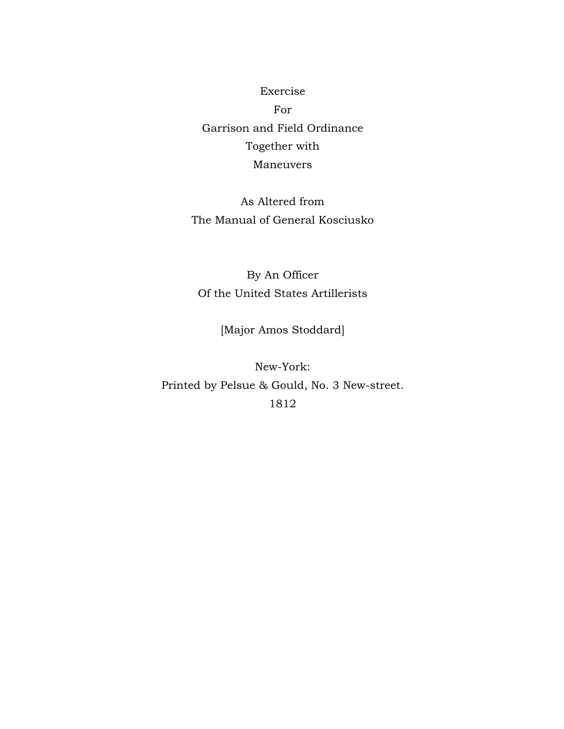# Exercise
# For
# Garrison and Field Ordinance
# Together with
# Maneuvers

As Altered from
The Manual of General Kosciusko

By An Officer
Of the United States Artillerists

[Major Amos Stoddard]

New-York:
Printed by Pelsue & Gould, No. 3 New-street.
1812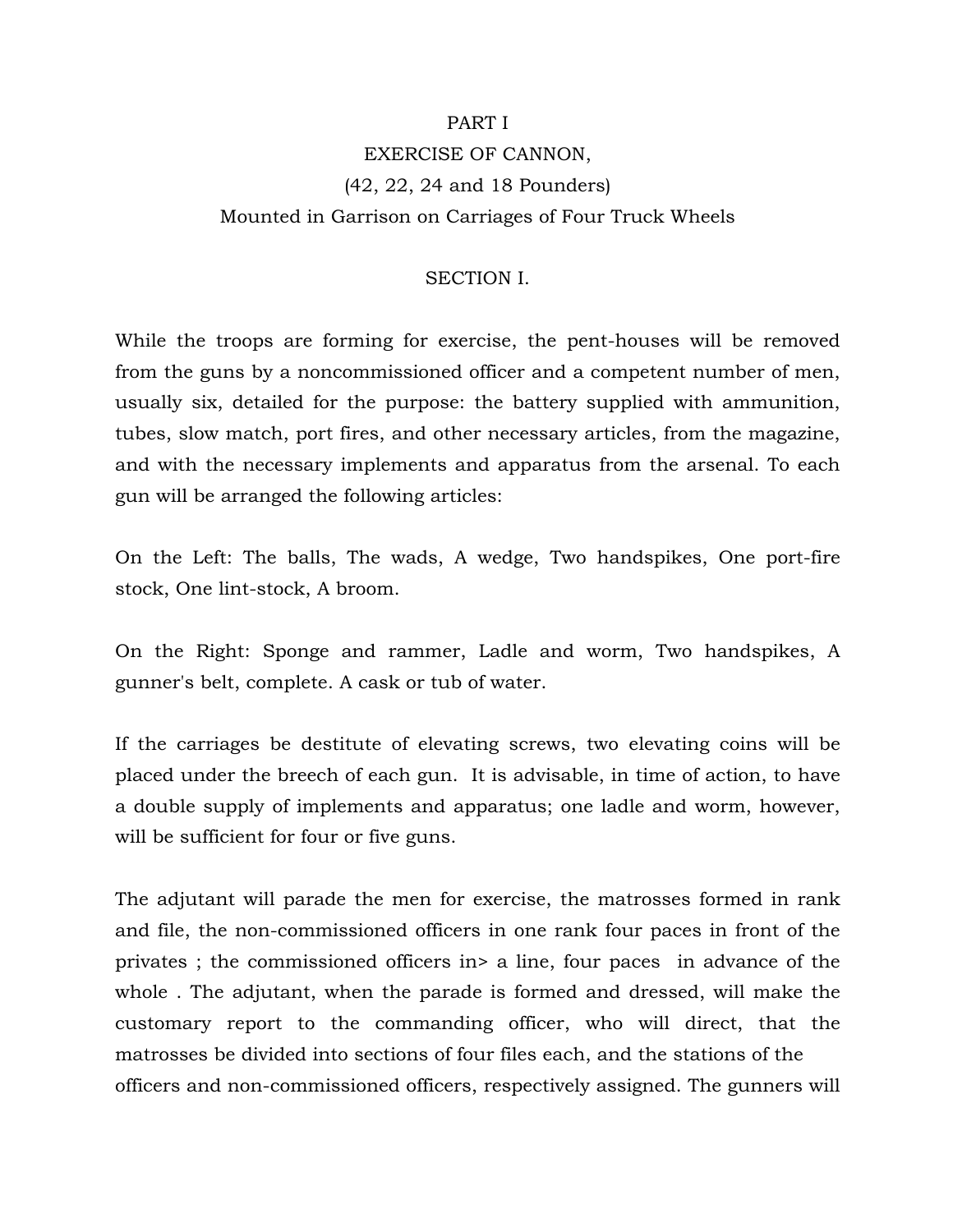# PART I

## EXERCISE OF CANNON,

## (42, 22, 24 and 18 Pounders)

## Mounted in Garrison on Carriages of Four Truck Wheels

### SECTION I.

While the troops are forming for exercise, the pent-houses will be removed from the guns by a noncommissioned officer and a competent number of men, usually six, detailed for the purpose: the battery supplied with ammunition, tubes, slow match, port fires, and other necessary articles, from the magazine, and with the necessary implements and apparatus from the arsenal. To each gun will be arranged the following articles:

On the Left: The balls, The wads, A wedge, Two handspikes, One port-fire stock, One lint-stock, A broom.

On the Right: Sponge and rammer, Ladle and worm, Two handspikes, A gunner's belt, complete. A cask or tub of water.

If the carriages be destitute of elevating screws, two elevating coins will be placed under the breech of each gun. It is advisable, in time of action, to have a double supply of implements and apparatus; one ladle and worm, however, will be sufficient for four or five guns.

The adjutant will parade the men for exercise, the matrosses formed in rank and file, the non-commissioned officers in one rank four paces in front of the privates ; the commissioned officers in> a line, four paces in advance of the whole . The adjutant, when the parade is formed and dressed, will make the customary report to the commanding officer, who will direct, that the matrosses be divided into sections of four files each, and the stations of the officers and non-commissioned officers, respectively assigned. The gunners will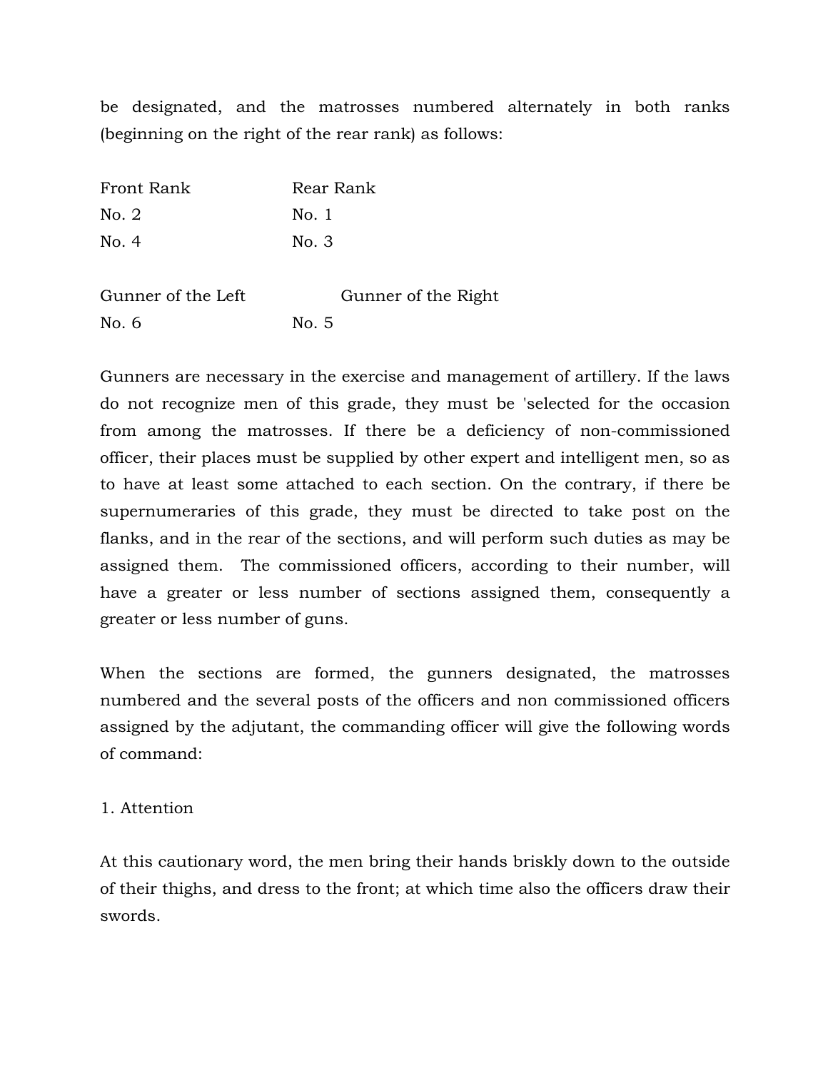be designated, and the matrosses numbered alternately in both ranks (beginning on the right of the rear rank) as follows:

| Front Rank | Rear Rank |
|---|---|
| No. 2 | No. 1 |
| No. 4 | No. 3 |
| | |
| Gunner of the Left | Gunner of the Right |
| No. 6 | No. 5 |

Gunners are necessary in the exercise and management of artillery. If the laws do not recognize men of this grade, they must be 'selected for the occasion from among the matrosses. If there be a deficiency of non-commissioned officer, their places must be supplied by other expert and intelligent men, so as to have at least some attached to each section. On the contrary, if there be supernumeraries of this grade, they must be directed to take post on the flanks, and in the rear of the sections, and will perform such duties as may be assigned them. The commissioned officers, according to their number, will have a greater or less number of sections assigned them, consequently a greater or less number of guns.

When the sections are formed, the gunners designated, the matrosses numbered and the several posts of the officers and non commissioned officers assigned by the adjutant, the commanding officer will give the following words of command:

1. Attention

At this cautionary word, the men bring their hands briskly down to the outside of their thighs, and dress to the front; at which time also the officers draw their swords.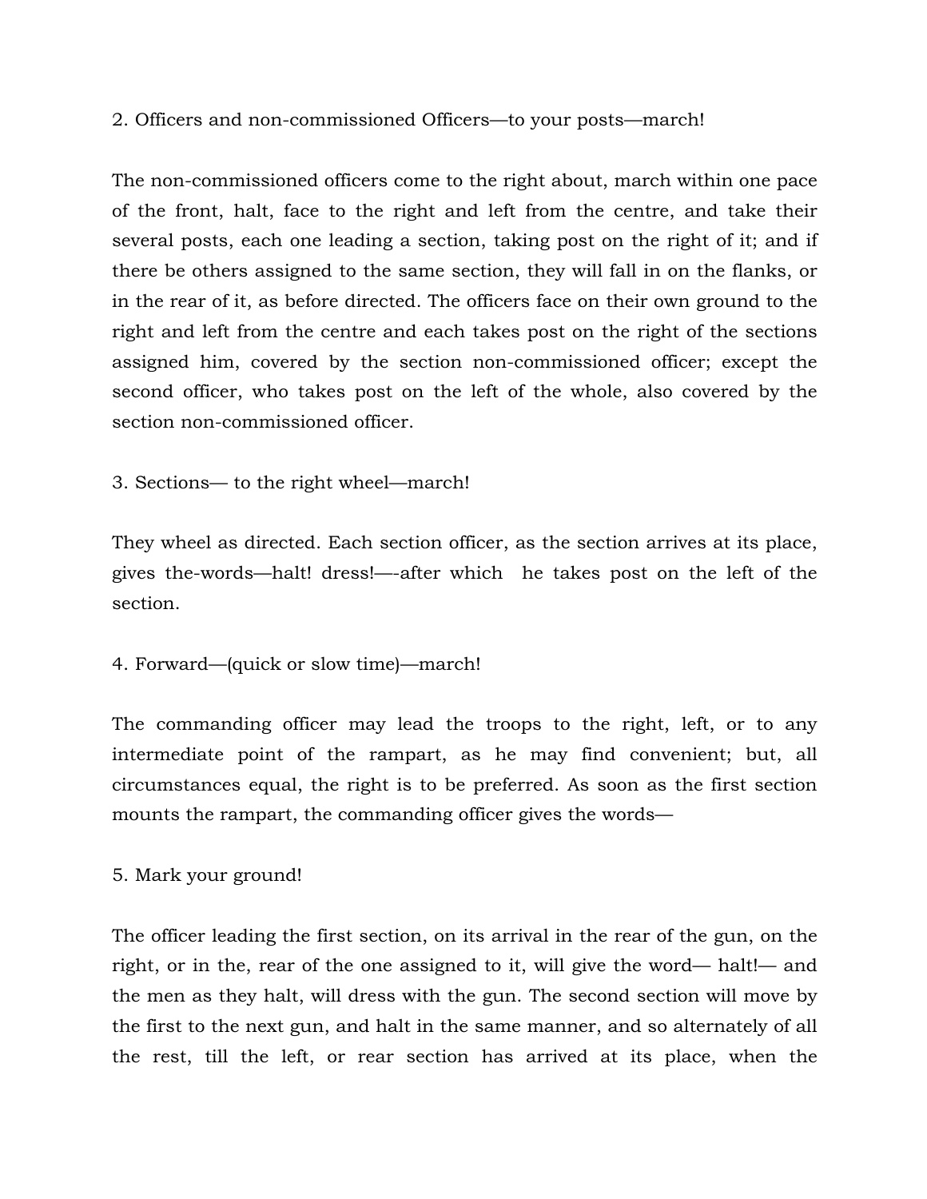2. Officers and non-commissioned Officers—to your posts—march!

The non-commissioned officers come to the right about, march within one pace of the front, halt, face to the right and left from the centre, and take their several posts, each one leading a section, taking post on the right of it; and if there be others assigned to the same section, they will fall in on the flanks, or in the rear of it, as before directed. The officers face on their own ground to the right and left from the centre and each takes post on the right of the sections assigned him, covered by the section non-commissioned officer; except the second officer, who takes post on the left of the whole, also covered by the section non-commissioned officer.

3. Sections— to the right wheel—march!

They wheel as directed. Each section officer, as the section arrives at its place, gives the-words—halt! dress!—-after which he takes post on the left of the section.

4. Forward—(quick or slow time)—march!

The commanding officer may lead the troops to the right, left, or to any intermediate point of the rampart, as he may find convenient; but, all circumstances equal, the right is to be preferred. As soon as the first section mounts the rampart, the commanding officer gives the words—

5. Mark your ground!

The officer leading the first section, on its arrival in the rear of the gun, on the right, or in the, rear of the one assigned to it, will give the word— halt!— and the men as they halt, will dress with the gun. The second section will move by the first to the next gun, and halt in the same manner, and so alternately of all the rest, till the left, or rear section has arrived at its place, when the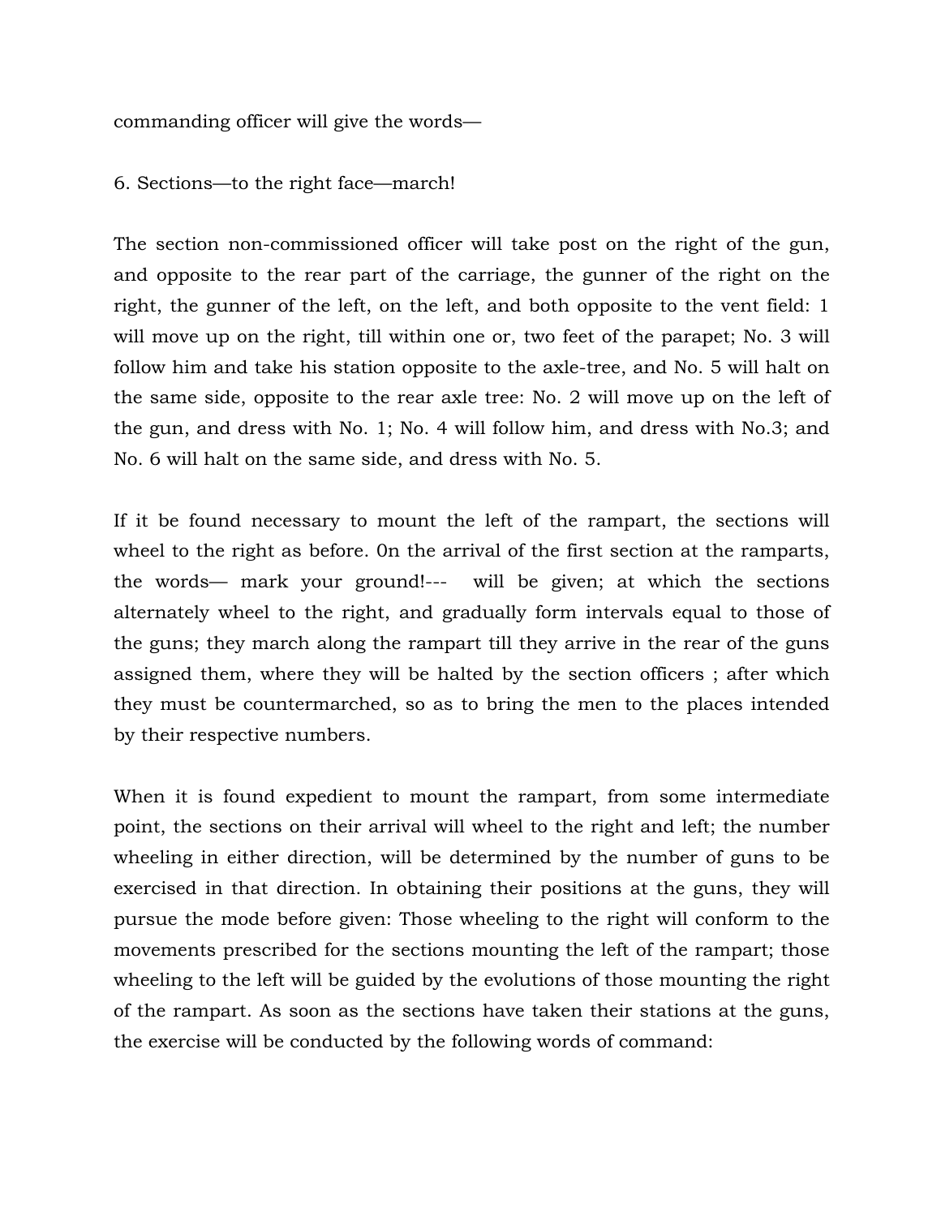commanding officer will give the words—

6. Sections—to the right face—march!

The section non-commissioned officer will take post on the right of the gun, and opposite to the rear part of the carriage, the gunner of the right on the right, the gunner of the left, on the left, and both opposite to the vent field: 1 will move up on the right, till within one or, two feet of the parapet; No. 3 will follow him and take his station opposite to the axle-tree, and No. 5 will halt on the same side, opposite to the rear axle tree: No. 2 will move up on the left of the gun, and dress with No. 1; No. 4 will follow him, and dress with No.3; and No. 6 will halt on the same side, and dress with No. 5.

If it be found necessary to mount the left of the rampart, the sections will wheel to the right as before. 0n the arrival of the first section at the ramparts, the words— mark your ground!--- will be given; at which the sections alternately wheel to the right, and gradually form intervals equal to those of the guns; they march along the rampart till they arrive in the rear of the guns assigned them, where they will be halted by the section officers ; after which they must be countermarched, so as to bring the men to the places intended by their respective numbers.

When it is found expedient to mount the rampart, from some intermediate point, the sections on their arrival will wheel to the right and left; the number wheeling in either direction, will be determined by the number of guns to be exercised in that direction. In obtaining their positions at the guns, they will pursue the mode before given: Those wheeling to the right will conform to the movements prescribed for the sections mounting the left of the rampart; those wheeling to the left will be guided by the evolutions of those mounting the right of the rampart. As soon as the sections have taken their stations at the guns, the exercise will be conducted by the following words of command: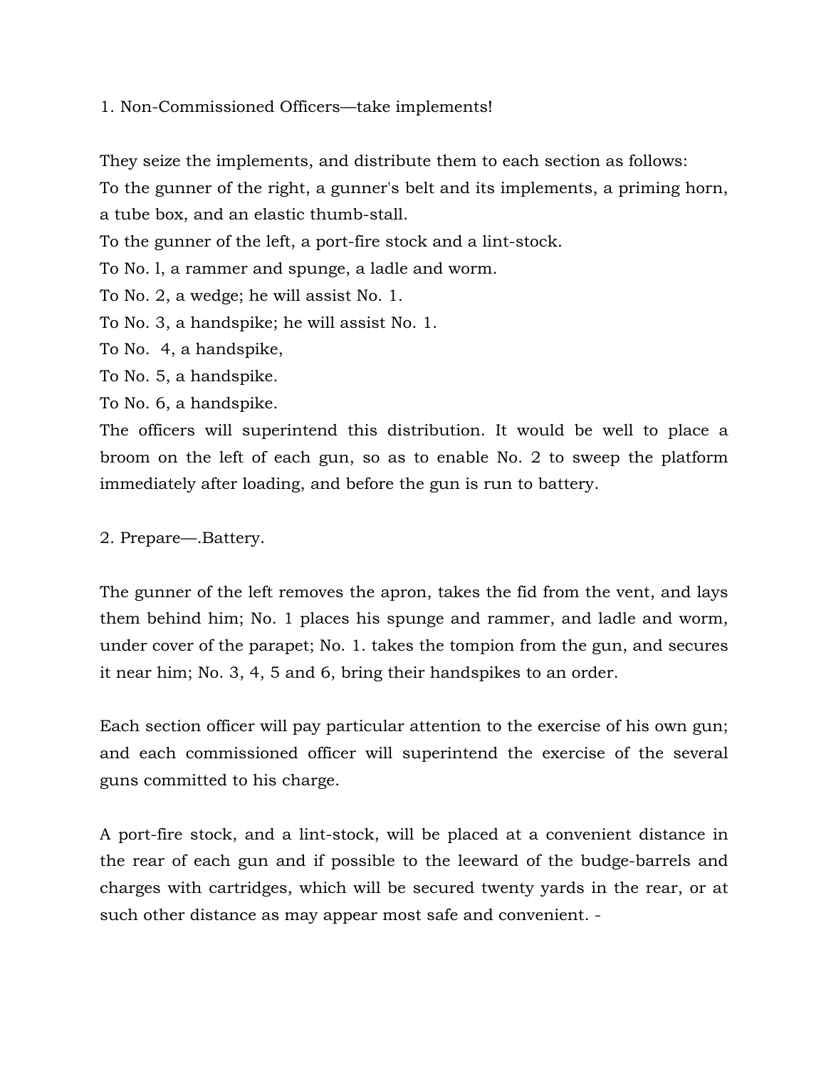1. Non-Commissioned Officers—take implements!

They seize the implements, and distribute them to each section as follows:
To the gunner of the right, a gunner's belt and its implements, a priming horn, a tube box, and an elastic thumb-stall.
To the gunner of the left, a port-fire stock and a lint-stock.
To No. l, a rammer and spunge, a ladle and worm.
To No. 2, a wedge; he will assist No. 1.
To No. 3, a handspike; he will assist No. 1.
To No.  4, a handspike,
To No. 5, a handspike.
To No. 6, a handspike.
The officers will superintend this distribution. It would be well to place a broom on the left of each gun, so as to enable No. 2 to sweep the platform immediately after loading, and before the gun is run to battery.

2. Prepare—.Battery.

The gunner of the left removes the apron, takes the fid from the vent, and lays them behind him; No. 1 places his spunge and rammer, and ladle and worm, under cover of the parapet; No. 1. takes the tompion from the gun, and secures it near him; No. 3, 4, 5 and 6, bring their handspikes to an order.

Each section officer will pay particular attention to the exercise of his own gun; and each commissioned officer will superintend the exercise of the several guns committed to his charge.

A port-fire stock, and a lint-stock, will be placed at a convenient distance in the rear of each gun and if possible to the leeward of the budge-barrels and charges with cartridges, which will be secured twenty yards in the rear, or at such other distance as may appear most safe and convenient. -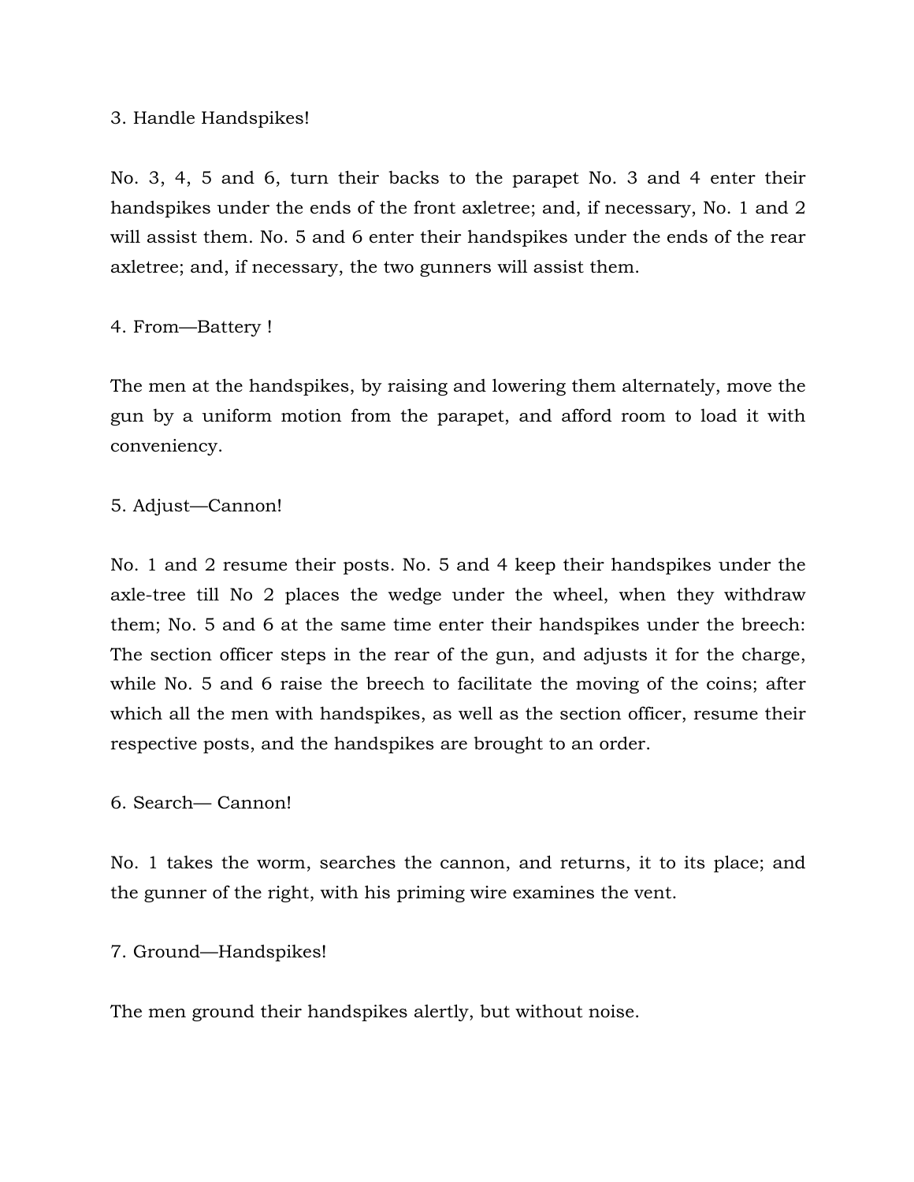3. Handle Handspikes!

No. 3, 4, 5 and 6, turn their backs to the parapet No. 3 and 4 enter their handspikes under the ends of the front axletree; and, if necessary, No. 1 and 2 will assist them. No. 5 and 6 enter their handspikes under the ends of the rear axletree; and, if necessary, the two gunners will assist them.

4. From—Battery !

The men at the handspikes, by raising and lowering them alternately, move the gun by a uniform motion from the parapet, and afford room to load it with conveniency.

5. Adjust—Cannon!

No. 1 and 2 resume their posts. No. 5 and 4 keep their handspikes under the axle-tree till No 2 places the wedge under the wheel, when they withdraw them; No. 5 and 6 at the same time enter their handspikes under the breech: The section officer steps in the rear of the gun, and adjusts it for the charge, while No. 5 and 6 raise the breech to facilitate the moving of the coins; after which all the men with handspikes, as well as the section officer, resume their respective posts, and the handspikes are brought to an order.

6. Search— Cannon!

No. 1 takes the worm, searches the cannon, and returns, it to its place; and the gunner of the right, with his priming wire examines the vent.

7. Ground—Handspikes!

The men ground their handspikes alertly, but without noise.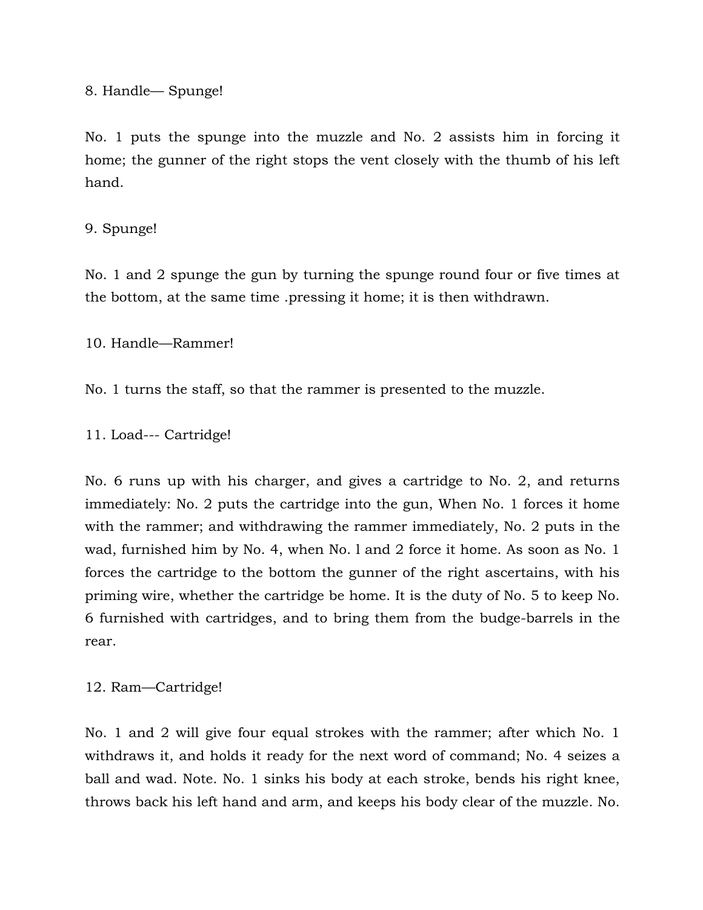8. Handle— Spunge!

No. 1 puts the spunge into the muzzle and No. 2 assists him in forcing it home; the gunner of the right stops the vent closely with the thumb of his left hand.

9. Spunge!

No. 1 and 2 spunge the gun by turning the spunge round four or five times at the bottom, at the same time .pressing it home; it is then withdrawn.

10. Handle—Rammer!

No. 1 turns the staff, so that the rammer is presented to the muzzle.

11. Load--- Cartridge!

No. 6 runs up with his charger, and gives a cartridge to No. 2, and returns immediately: No. 2 puts the cartridge into the gun, When No. 1 forces it home with the rammer; and withdrawing the rammer immediately, No. 2 puts in the wad, furnished him by No. 4, when No. l and 2 force it home. As soon as No. 1 forces the cartridge to the bottom the gunner of the right ascertains, with his priming wire, whether the cartridge be home. It is the duty of No. 5 to keep No. 6 furnished with cartridges, and to bring them from the budge-barrels in the rear.

12. Ram—Cartridge!

No. 1 and 2 will give four equal strokes with the rammer; after which No. 1 withdraws it, and holds it ready for the next word of command; No. 4 seizes a ball and wad. Note. No. 1 sinks his body at each stroke, bends his right knee, throws back his left hand and arm, and keeps his body clear of the muzzle. No.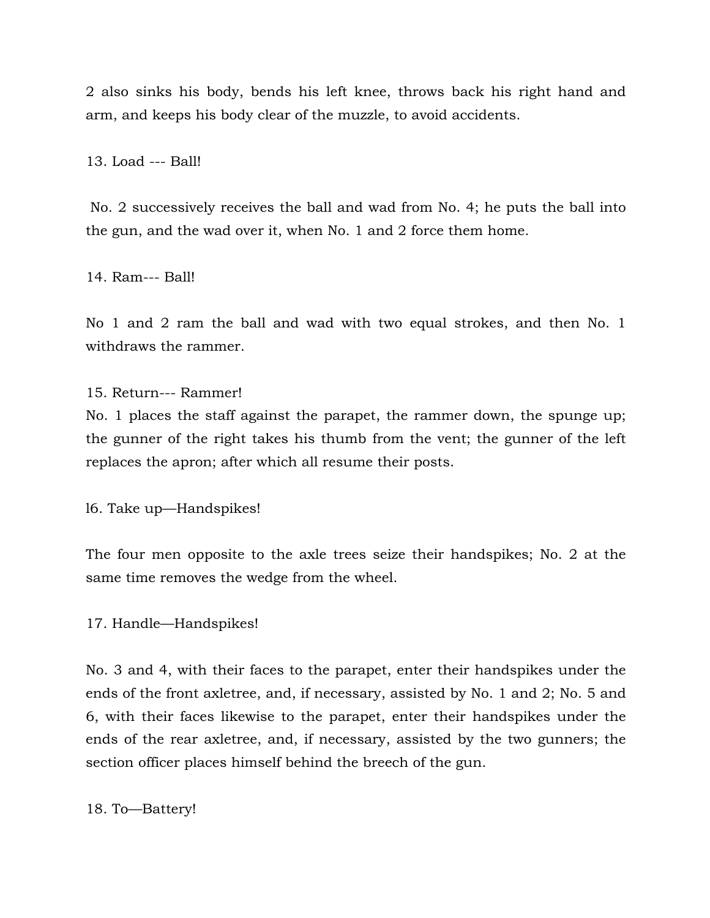2 also sinks his body, bends his left knee, throws back his right hand and arm, and keeps his body clear of the muzzle, to avoid accidents.

13. Load --- Ball!

No. 2 successively receives the ball and wad from No. 4; he puts the ball into the gun, and the wad over it, when No. 1 and 2 force them home.

14. Ram--- Ball!

No 1 and 2 ram the ball and wad with two equal strokes, and then No. 1 withdraws the rammer.

15. Return--- Rammer!
No. 1 places the staff against the parapet, the rammer down, the spunge up; the gunner of the right takes his thumb from the vent; the gunner of the left replaces the apron; after which all resume their posts.

l6. Take up—Handspikes!

The four men opposite to the axle trees seize their handspikes; No. 2 at the same time removes the wedge from the wheel.

17. Handle—Handspikes!

No. 3 and 4, with their faces to the parapet, enter their handspikes under the ends of the front axletree, and, if necessary, assisted by No. 1 and 2; No. 5 and 6, with their faces likewise to the parapet, enter their handspikes under the ends of the rear axletree, and, if necessary, assisted by the two gunners; the section officer places himself behind the breech of the gun.

18. To—Battery!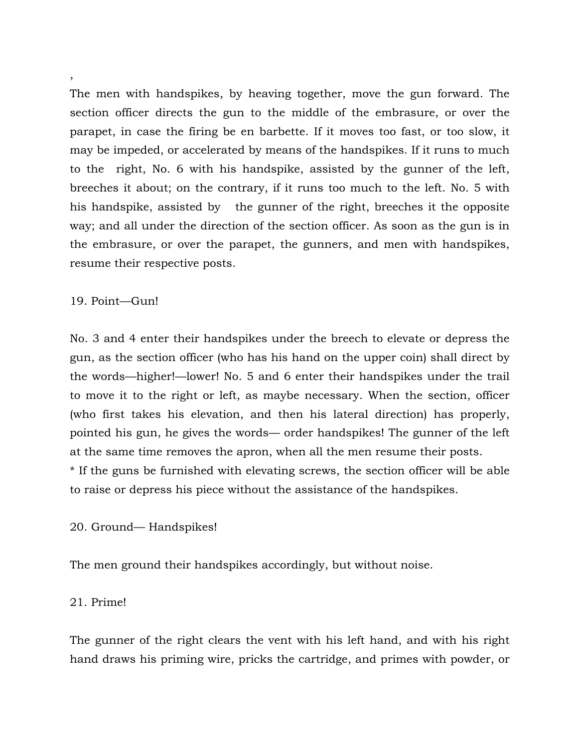,

The men with handspikes, by heaving together, move the gun forward. The section officer directs the gun to the middle of the embrasure, or over the parapet, in case the firing be en barbette. If it moves too fast, or too slow, it may be impeded, or accelerated by means of the handspikes. If it runs to much to the right, No. 6 with his handspike, assisted by the gunner of the left, breeches it about; on the contrary, if it runs too much to the left. No. 5 with his handspike, assisted by the gunner of the right, breeches it the opposite way; and all under the direction of the section officer. As soon as the gun is in the embrasure, or over the parapet, the gunners, and men with handspikes, resume their respective posts.

19. Point—Gun!

No. 3 and 4 enter their handspikes under the breech to elevate or depress the gun, as the section officer (who has his hand on the upper coin) shall direct by the words—higher!—lower! No. 5 and 6 enter their handspikes under the trail to move it to the right or left, as maybe necessary. When the section, officer (who first takes his elevation, and then his lateral direction) has properly, pointed his gun, he gives the words— order handspikes! The gunner of the left at the same time removes the apron, when all the men resume their posts.
* If the guns be furnished with elevating screws, the section officer will be able to raise or depress his piece without the assistance of the handspikes.

20. Ground— Handspikes!

The men ground their handspikes accordingly, but without noise.

21. Prime!

The gunner of the right clears the vent with his left hand, and with his right hand draws his priming wire, pricks the cartridge, and primes with powder, or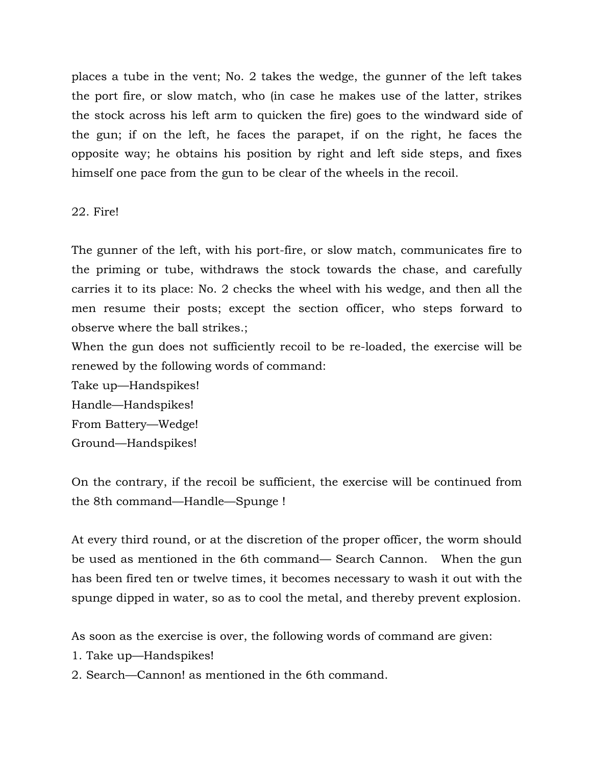places a tube in the vent; No. 2 takes the wedge, the gunner of the left takes the port fire, or slow match, who (in case he makes use of the latter, strikes the stock across his left arm to quicken the fire) goes to the windward side of the gun; if on the left, he faces the parapet, if on the right, he faces the opposite way; he obtains his position by right and left side steps, and fixes himself one pace from the gun to be clear of the wheels in the recoil.

22. Fire!

The gunner of the left, with his port-fire, or slow match, communicates fire to the priming or tube, withdraws the stock towards the chase, and carefully carries it to its place: No. 2 checks the wheel with his wedge, and then all the men resume their posts; except the section officer, who steps forward to observe where the ball strikes.;

When the gun does not sufficiently recoil to be re-loaded, the exercise will be renewed by the following words of command:

Take up—Handspikes!

Handle—Handspikes!

From Battery—Wedge!

Ground—Handspikes!

On the contrary, if the recoil be sufficient, the exercise will be continued from the 8th command—Handle—Spunge !

At every third round, or at the discretion of the proper officer, the worm should be used as mentioned in the 6th command— Search Cannon. When the gun has been fired ten or twelve times, it becomes necessary to wash it out with the spunge dipped in water, so as to cool the metal, and thereby prevent explosion.

As soon as the exercise is over, the following words of command are given:

1. Take up—Handspikes!
2. Search—Cannon! as mentioned in the 6th command.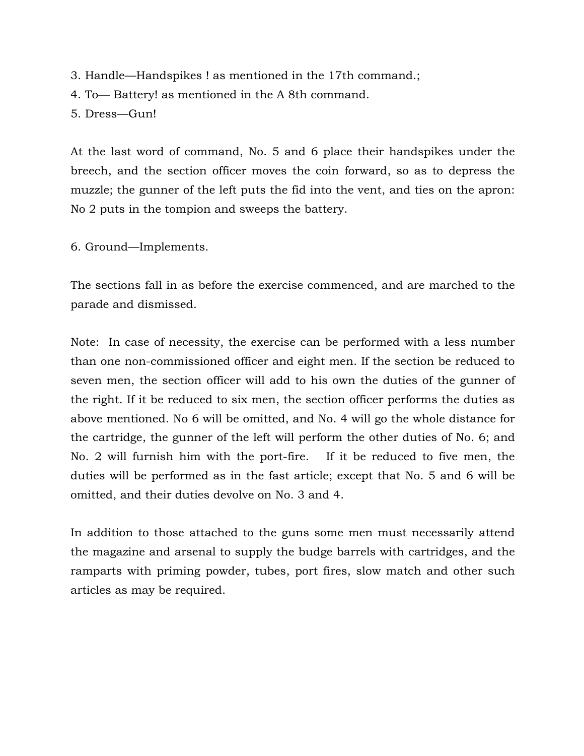3. Handle—Handspikes ! as mentioned in the 17th command.;
4. To— Battery! as mentioned in the A 8th command.
5. Dress—Gun!

At the last word of command, No. 5 and 6 place their handspikes under the breech, and the section officer moves the coin forward, so as to depress the muzzle; the gunner of the left puts the fid into the vent, and ties on the apron: No 2 puts in the tompion and sweeps the battery.

6. Ground—Implements.

The sections fall in as before the exercise commenced, and are marched to the parade and dismissed.

Note:  In case of necessity, the exercise can be performed with a less number than one non-commissioned officer and eight men. If the section be reduced to seven men, the section officer will add to his own the duties of the gunner of the right. If it be reduced to six men, the section officer performs the duties as above mentioned. No 6 will be omitted, and No. 4 will go the whole distance for the cartridge, the gunner of the left will perform the other duties of No. 6; and No. 2 will furnish him with the port-fire.   If it be reduced to five men, the duties will be performed as in the fast article; except that No. 5 and 6 will be omitted, and their duties devolve on No. 3 and 4.

In addition to those attached to the guns some men must necessarily attend the magazine and arsenal to supply the budge barrels with cartridges, and the ramparts with priming powder, tubes, port fires, slow match and other such articles as may be required.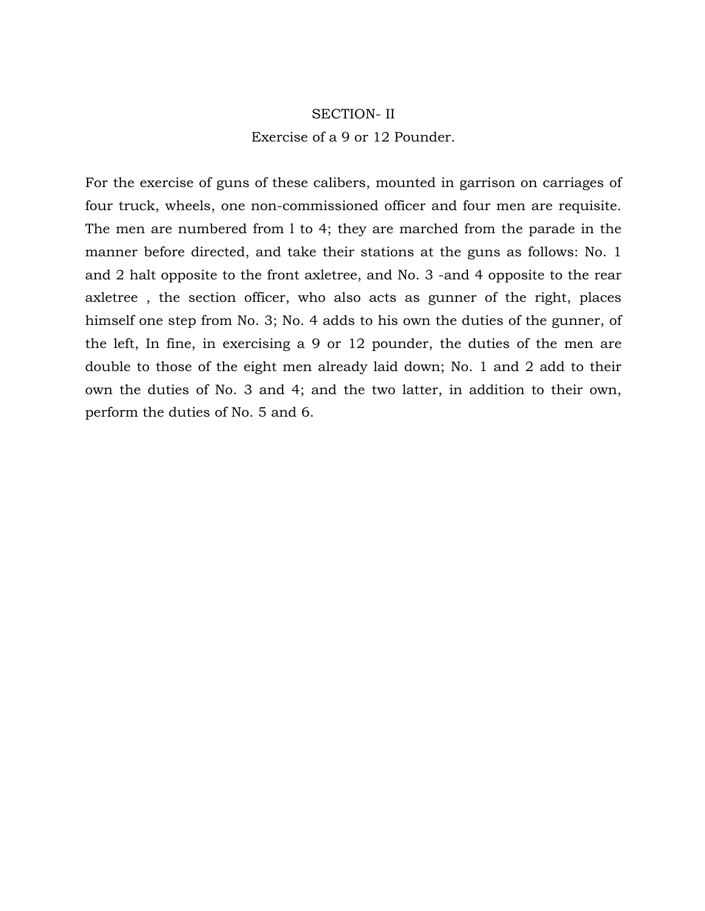## SECTION- II

### Exercise of a 9 or 12 Pounder.

For the exercise of guns of these calibers, mounted in garrison on carriages of four truck, wheels, one non-commissioned officer and four men are requisite. The men are numbered from l to 4; they are marched from the parade in the manner before directed, and take their stations at the guns as follows: No. 1 and 2 halt opposite to the front axletree, and No. 3 -and 4 opposite to the rear axletree , the section officer, who also acts as gunner of the right, places himself one step from No. 3; No. 4 adds to his own the duties of the gunner, of the left, In fine, in exercising a 9 or 12 pounder, the duties of the men are double to those of the eight men already laid down; No. 1 and 2 add to their own the duties of No. 3 and 4; and the two latter, in addition to their own, perform the duties of No. 5 and 6.